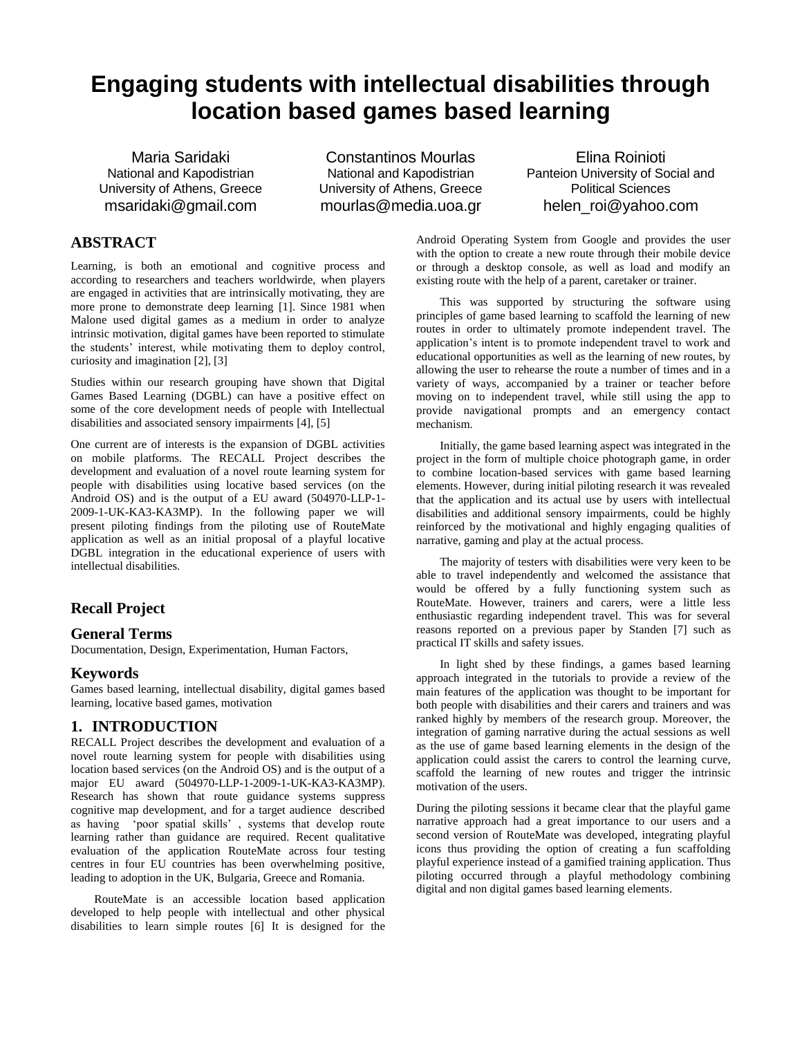# Engaging students with intellectual disabilities through location based games based learning

Maria Saridaki
National and Kapodistrian University of Athens, Greece
msaridaki@gmail.com

Constantinos Mourlas
National and Kapodistrian University of Athens, Greece
mourlas@media.uoa.gr

Elina Roinioti
Panteion University of Social and Political Sciences
helen_roi@yahoo.com

## ABSTRACT

Learning, is both an emotional and cognitive process and according to researchers and teachers worldwirde, when players are engaged in activities that are intrinsically motivating, they are more prone to demonstrate deep learning [1]. Since 1981 when Malone used digital games as a medium in order to analyze intrinsic motivation, digital games have been reported to stimulate the students' interest, while motivating them to deploy control, curiosity and imagination [2], [3]

Studies within our research grouping have shown that Digital Games Based Learning (DGBL) can have a positive effect on some of the core development needs of people with Intellectual disabilities and associated sensory impairments [4], [5]

One current are of interests is the expansion of DGBL activities on mobile platforms. The RECALL Project describes the development and evaluation of a novel route learning system for people with disabilities using locative based services (on the Android OS) and is the output of a EU award (504970-LLP-1-2009-1-UK-KA3-KA3MP). In the following paper we will present piloting findings from the piloting use of RouteMate application as well as an initial proposal of a playful locative DGBL integration in the educational experience of users with intellectual disabilities.

## Recall Project

## General Terms

Documentation, Design, Experimentation, Human Factors,

## Keywords

Games based learning, intellectual disability, digital games based learning, locative based games, motivation

## 1. INTRODUCTION

RECALL Project describes the development and evaluation of a novel route learning system for people with disabilities using location based services (on the Android OS) and is the output of a major EU award (504970-LLP-1-2009-1-UK-KA3-KA3MP). Research has shown that route guidance systems suppress cognitive map development, and for a target audience described as having 'poor spatial skills' , systems that develop route learning rather than guidance are required. Recent qualitative evaluation of the application RouteMate across four testing centres in four EU countries has been overwhelming positive, leading to adoption in the UK, Bulgaria, Greece and Romania.

RouteMate is an accessible location based application developed to help people with intellectual and other physical disabilities to learn simple routes [6] It is designed for the Android Operating System from Google and provides the user with the option to create a new route through their mobile device or through a desktop console, as well as load and modify an existing route with the help of a parent, caretaker or trainer.

This was supported by structuring the software using principles of game based learning to scaffold the learning of new routes in order to ultimately promote independent travel. The application's intent is to promote independent travel to work and educational opportunities as well as the learning of new routes, by allowing the user to rehearse the route a number of times and in a variety of ways, accompanied by a trainer or teacher before moving on to independent travel, while still using the app to provide navigational prompts and an emergency contact mechanism.

Initially, the game based learning aspect was integrated in the project in the form of multiple choice photograph game, in order to combine location-based services with game based learning elements. However, during initial piloting research it was revealed that the application and its actual use by users with intellectual disabilities and additional sensory impairments, could be highly reinforced by the motivational and highly engaging qualities of narrative, gaming and play at the actual process.

The majority of testers with disabilities were very keen to be able to travel independently and welcomed the assistance that would be offered by a fully functioning system such as RouteMate. However, trainers and carers, were a little less enthusiastic regarding independent travel. This was for several reasons reported on a previous paper by Standen [7] such as practical IT skills and safety issues.

In light shed by these findings, a games based learning approach integrated in the tutorials to provide a review of the main features of the application was thought to be important for both people with disabilities and their carers and trainers and was ranked highly by members of the research group. Moreover, the integration of gaming narrative during the actual sessions as well as the use of game based learning elements in the design of the application could assist the carers to control the learning curve, scaffold the learning of new routes and trigger the intrinsic motivation of the users.

During the piloting sessions it became clear that the playful game narrative approach had a great importance to our users and a second version of RouteMate was developed, integrating playful icons thus providing the option of creating a fun scaffolding playful experience instead of a gamified training application. Thus piloting occurred through a playful methodology combining digital and non digital games based learning elements.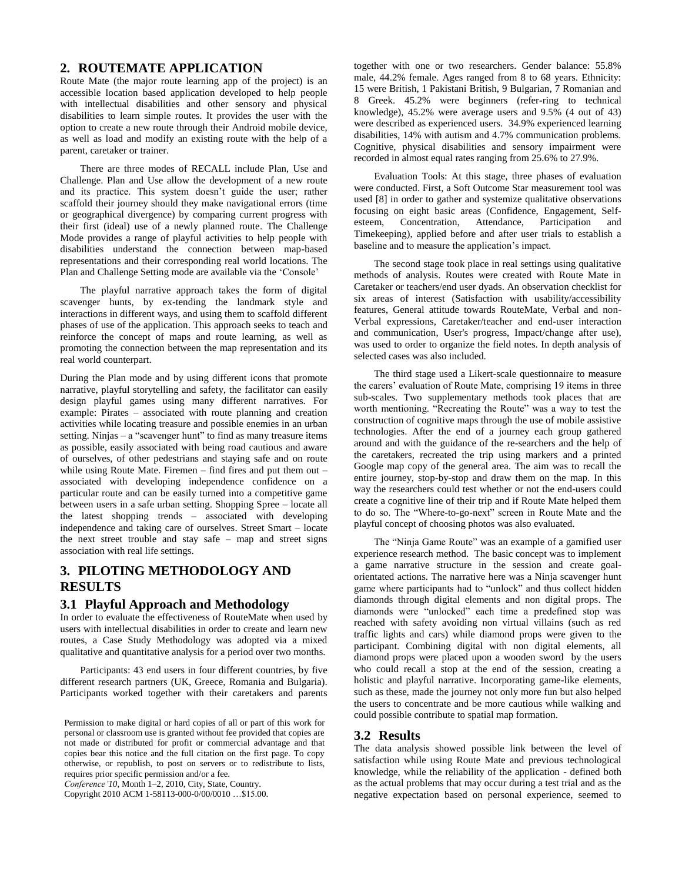## 2. ROUTEMATE APPLICATION

Route Mate (the major route learning app of the project) is an accessible location based application developed to help people with intellectual disabilities and other sensory and physical disabilities to learn simple routes. It provides the user with the option to create a new route through their Android mobile device, as well as load and modify an existing route with the help of a parent, caretaker or trainer.

There are three modes of RECALL include Plan, Use and Challenge. Plan and Use allow the development of a new route and its practice. This system doesn't guide the user; rather scaffold their journey should they make navigational errors (time or geographical divergence) by comparing current progress with their first (ideal) use of a newly planned route. The Challenge Mode provides a range of playful activities to help people with disabilities understand the connection between map-based representations and their corresponding real world locations. The Plan and Challenge Setting mode are available via the 'Console'

The playful narrative approach takes the form of digital scavenger hunts, by ex-tending the landmark style and interactions in different ways, and using them to scaffold different phases of use of the application. This approach seeks to teach and reinforce the concept of maps and route learning, as well as promoting the connection between the map representation and its real world counterpart.

During the Plan mode and by using different icons that promote narrative, playful storytelling and safety, the facilitator can easily design playful games using many different narratives. For example: Pirates – associated with route planning and creation activities while locating treasure and possible enemies in an urban setting. Ninjas – a "scavenger hunt" to find as many treasure items as possible, easily associated with being road cautious and aware of ourselves, of other pedestrians and staying safe and on route while using Route Mate. Firemen – find fires and put them out – associated with developing independence confidence on a particular route and can be easily turned into a competitive game between users in a safe urban setting. Shopping Spree – locate all the latest shopping trends – associated with developing independence and taking care of ourselves. Street Smart – locate the next street trouble and stay safe – map and street signs association with real life settings.

## 3. PILOTING METHODOLOGY AND RESULTS

### 3.1 Playful Approach and Methodology

In order to evaluate the effectiveness of RouteMate when used by users with intellectual disabilities in order to create and learn new routes, a Case Study Methodology was adopted via a mixed qualitative and quantitative analysis for a period over two months.

Participants: 43 end users in four different countries, by five different research partners (UK, Greece, Romania and Bulgaria). Participants worked together with their caretakers and parents together with one or two researchers. Gender balance: 55.8% male, 44.2% female. Ages ranged from 8 to 68 years. Ethnicity: 15 were British, 1 Pakistani British, 9 Bulgarian, 7 Romanian and 8 Greek. 45.2% were beginners (refer-ring to technical knowledge), 45.2% were average users and 9.5% (4 out of 43) were described as experienced users. 34.9% experienced learning disabilities, 14% with autism and 4.7% communication problems. Cognitive, physical disabilities and sensory impairment were recorded in almost equal rates ranging from 25.6% to 27.9%.

Evaluation Tools: At this stage, three phases of evaluation were conducted. First, a Soft Outcome Star measurement tool was used [8] in order to gather and systemize qualitative observations focusing on eight basic areas (Confidence, Engagement, Self-esteem, Concentration, Attendance, Participation and Timekeeping), applied before and after user trials to establish a baseline and to measure the application's impact.

The second stage took place in real settings using qualitative methods of analysis. Routes were created with Route Mate in Caretaker or teachers/end user dyads. An observation checklist for six areas of interest (Satisfaction with usability/accessibility features, General attitude towards RouteMate, Verbal and non-Verbal expressions, Caretaker/teacher and end-user interaction and communication, User's progress, Impact/change after use), was used to order to organize the field notes. In depth analysis of selected cases was also included.

The third stage used a Likert-scale questionnaire to measure the carers' evaluation of Route Mate, comprising 19 items in three sub-scales. Two supplementary methods took places that are worth mentioning. "Recreating the Route" was a way to test the construction of cognitive maps through the use of mobile assistive technologies. After the end of a journey each group gathered around and with the guidance of the re-searchers and the help of the caretakers, recreated the trip using markers and a printed Google map copy of the general area. The aim was to recall the entire journey, stop-by-stop and draw them on the map. In this way the researchers could test whether or not the end-users could create a cognitive line of their trip and if Route Mate helped them to do so. The "Where-to-go-next" screen in Route Mate and the playful concept of choosing photos was also evaluated.

The "Ninja Game Route" was an example of a gamified user experience research method. The basic concept was to implement a game narrative structure in the session and create goal-orientated actions. The narrative here was a Ninja scavenger hunt game where participants had to "unlock" and thus collect hidden diamonds through digital elements and non digital props. The diamonds were "unlocked" each time a predefined stop was reached with safety avoiding non virtual villains (such as red traffic lights and cars) while diamond props were given to the participant. Combining digital with non digital elements, all diamond props were placed upon a wooden sword by the users who could recall a stop at the end of the session, creating a holistic and playful narrative. Incorporating game-like elements, such as these, made the journey not only more fun but also helped the users to concentrate and be more cautious while walking and could possible contribute to spatial map formation.

### 3.2 Results

The data analysis showed possible link between the level of satisfaction while using Route Mate and previous technological knowledge, while the reliability of the application - defined both as the actual problems that may occur during a test trial and as the negative expectation based on personal experience, seemed to

Permission to make digital or hard copies of all or part of this work for personal or classroom use is granted without fee provided that copies are not made or distributed for profit or commercial advantage and that copies bear this notice and the full citation on the first page. To copy otherwise, or republish, to post on servers or to redistribute to lists, requires prior specific permission and/or a fee.

*Conference'10*, Month 1–2, 2010, City, State, Country.

Copyright 2010 ACM 1-58113-000-0/00/0010 …$15.00.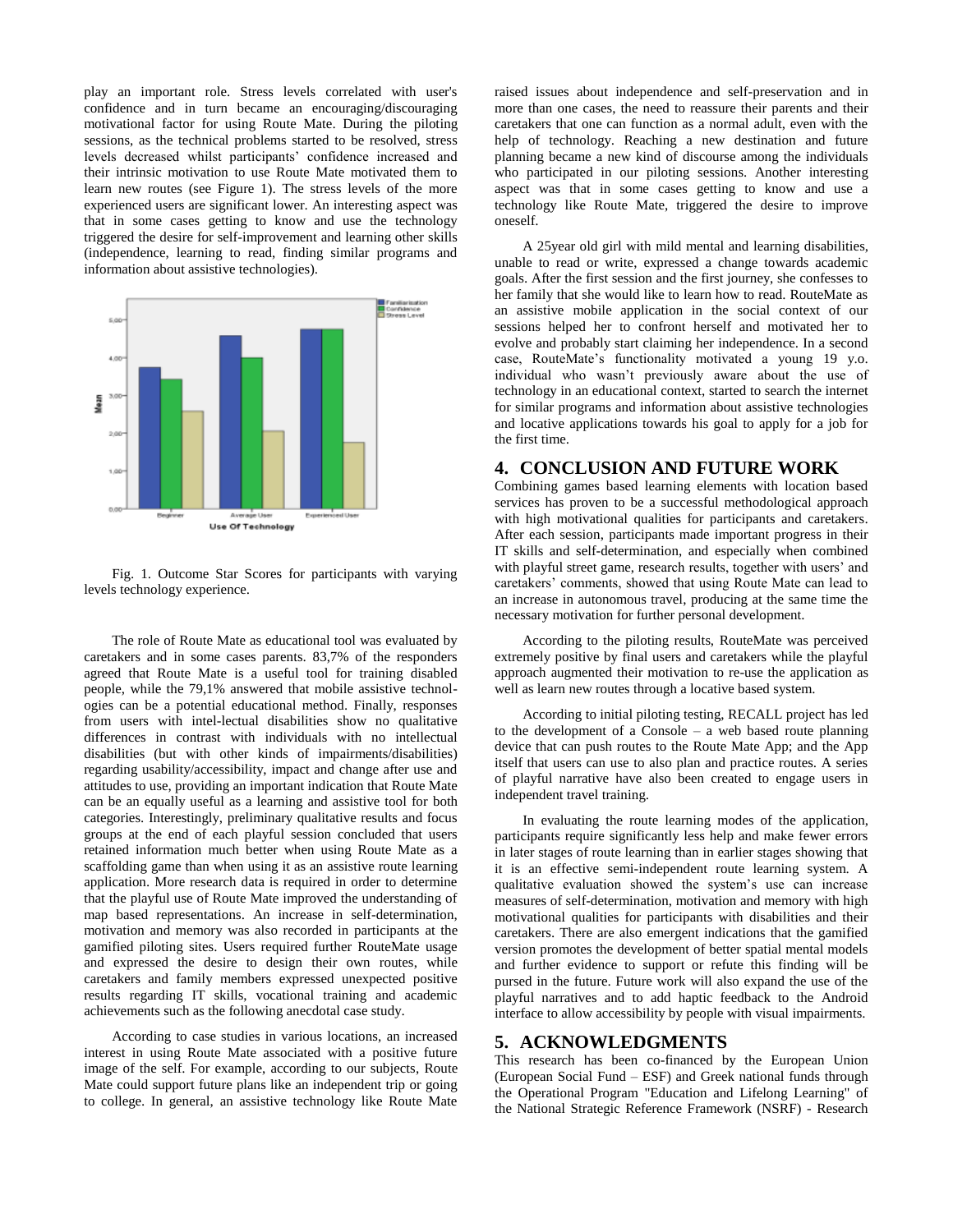play an important role. Stress levels correlated with user's confidence and in turn became an encouraging/discouraging motivational factor for using Route Mate. During the piloting sessions, as the technical problems started to be resolved, stress levels decreased whilst participants' confidence increased and their intrinsic motivation to use Route Mate motivated them to learn new routes (see Figure 1). The stress levels of the more experienced users are significant lower. An interesting aspect was that in some cases getting to know and use the technology triggered the desire for self-improvement and learning other skills (independence, learning to read, finding similar programs and information about assistive technologies).

Fig. 1. Outcome Star Scores for participants with varying levels technology experience.

The role of Route Mate as educational tool was evaluated by caretakers and in some cases parents. 83,7% of the responders agreed that Route Mate is a useful tool for training disabled people, while the 79,1% answered that mobile assistive technologies can be a potential educational method. Finally, responses from users with intel-lectual disabilities show no qualitative differences in contrast with individuals with no intellectual disabilities (but with other kinds of impairments/disabilities) regarding usability/accessibility, impact and change after use and attitudes to use, providing an important indication that Route Mate can be an equally useful as a learning and assistive tool for both categories. Interestingly, preliminary qualitative results and focus groups at the end of each playful session concluded that users retained information much better when using Route Mate as a scaffolding game than when using it as an assistive route learning application. More research data is required in order to determine that the playful use of Route Mate improved the understanding of map based representations. An increase in self-determination, motivation and memory was also recorded in participants at the gamified piloting sites. Users required further RouteMate usage and expressed the desire to design their own routes, while caretakers and family members expressed unexpected positive results regarding IT skills, vocational training and academic achievements such as the following anecdotal case study.

According to case studies in various locations, an increased interest in using Route Mate associated with a positive future image of the self. For example, according to our subjects, Route Mate could support future plans like an independent trip or going to college. In general, an assistive technology like Route Mate raised issues about independence and self-preservation and in more than one cases, the need to reassure their parents and their caretakers that one can function as a normal adult, even with the help of technology. Reaching a new destination and future planning became a new kind of discourse among the individuals who participated in our piloting sessions. Another interesting aspect was that in some cases getting to know and use a technology like Route Mate, triggered the desire to improve oneself.

A 25year old girl with mild mental and learning disabilities, unable to read or write, expressed a change towards academic goals. After the first session and the first journey, she confesses to her family that she would like to learn how to read. RouteMate as an assistive mobile application in the social context of our sessions helped her to confront herself and motivated her to evolve and probably start claiming her independence. In a second case, RouteMate's functionality motivated a young 19 y.o. individual who wasn't previously aware about the use of technology in an educational context, started to search the internet for similar programs and information about assistive technologies and locative applications towards his goal to apply for a job for the first time.

## 4. CONCLUSION AND FUTURE WORK

Combining games based learning elements with location based services has proven to be a successful methodological approach with high motivational qualities for participants and caretakers. After each session, participants made important progress in their IT skills and self-determination, and especially when combined with playful street game, research results, together with users' and caretakers' comments, showed that using Route Mate can lead to an increase in autonomous travel, producing at the same time the necessary motivation for further personal development.

According to the piloting results, RouteMate was perceived extremely positive by final users and caretakers while the playful approach augmented their motivation to re-use the application as well as learn new routes through a locative based system.

According to initial piloting testing, RECALL project has led to the development of a Console – a web based route planning device that can push routes to the Route Mate App; and the App itself that users can use to also plan and practice routes. A series of playful narrative have also been created to engage users in independent travel training.

In evaluating the route learning modes of the application, participants require significantly less help and make fewer errors in later stages of route learning than in earlier stages showing that it is an effective semi-independent route learning system. A qualitative evaluation showed the system's use can increase measures of self-determination, motivation and memory with high motivational qualities for participants with disabilities and their caretakers. There are also emergent indications that the gamified version promotes the development of better spatial mental models and further evidence to support or refute this finding will be pursed in the future. Future work will also expand the use of the playful narratives and to add haptic feedback to the Android interface to allow accessibility by people with visual impairments.

## 5. ACKNOWLEDGMENTS

This research has been co-financed by the European Union (European Social Fund – ESF) and Greek national funds through the Operational Program "Education and Lifelong Learning" of the National Strategic Reference Framework (NSRF) - Research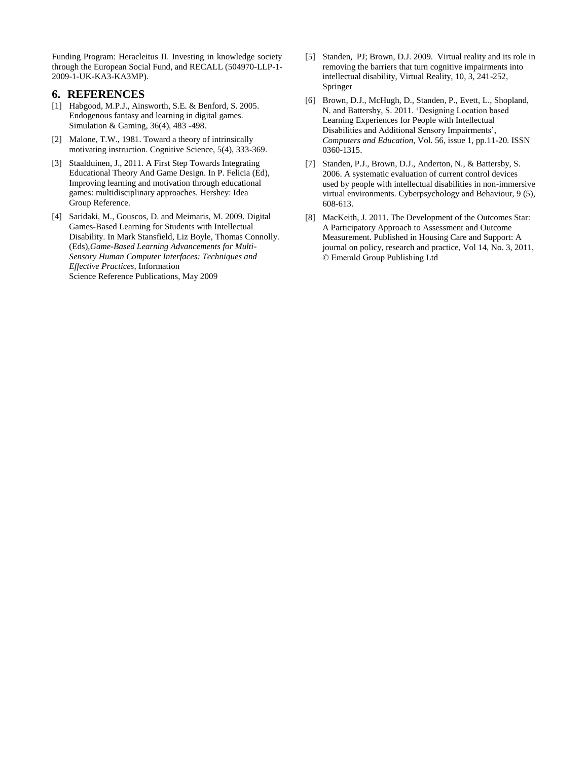Funding Program: Heracleitus II. Investing in knowledge society through the European Social Fund, and RECALL (504970-LLP-1-2009-1-UK-KA3-KA3MP).

## 6. REFERENCES

[1] Habgood, M.P.J., Ainsworth, S.E. & Benford, S. 2005. Endogenous fantasy and learning in digital games. Simulation & Gaming, 36(4), 483 -498.

[2] Malone, T.W., 1981. Toward a theory of intrinsically motivating instruction. Cognitive Science, 5(4), 333-369.

[3] Staalduinen, J., 2011. A First Step Towards Integrating Educational Theory And Game Design. In P. Felicia (Ed), Improving learning and motivation through educational games: multidisciplinary approaches. Hershey: Idea Group Reference.

[4] Saridaki, M., Gouscos, D. and Meimaris, M. 2009. Digital Games-Based Learning for Students with Intellectual Disability. In Mark Stansfield, Liz Boyle, Thomas Connolly. (Eds),*Game-Based Learning Advancements for Multi-Sensory Human Computer Interfaces: Techniques and Effective Practices,* Information Science Reference Publications, May 2009

[5] Standen, PJ; Brown, D.J. 2009. Virtual reality and its role in removing the barriers that turn cognitive impairments into intellectual disability, Virtual Reality, 10, 3, 241-252, Springer

[6] Brown, D.J., McHugh, D., Standen, P., Evett, L., Shopland, N. and Battersby, S. 2011. 'Designing Location based Learning Experiences for People with Intellectual Disabilities and Additional Sensory Impairments', *Computers and Education*, Vol. 56, issue 1, pp.11-20. ISSN 0360-1315.

[7] Standen, P.J., Brown, D.J., Anderton, N., & Battersby, S. 2006. A systematic evaluation of current control devices used by people with intellectual disabilities in non-immersive virtual environments. Cyberpsychology and Behaviour, 9 (5), 608-613.

[8] MacKeith, J. 2011. The Development of the Outcomes Star: A Participatory Approach to Assessment and Outcome Measurement. Published in Housing Care and Support: A journal on policy, research and practice, Vol 14, No. 3, 2011, © Emerald Group Publishing Ltd